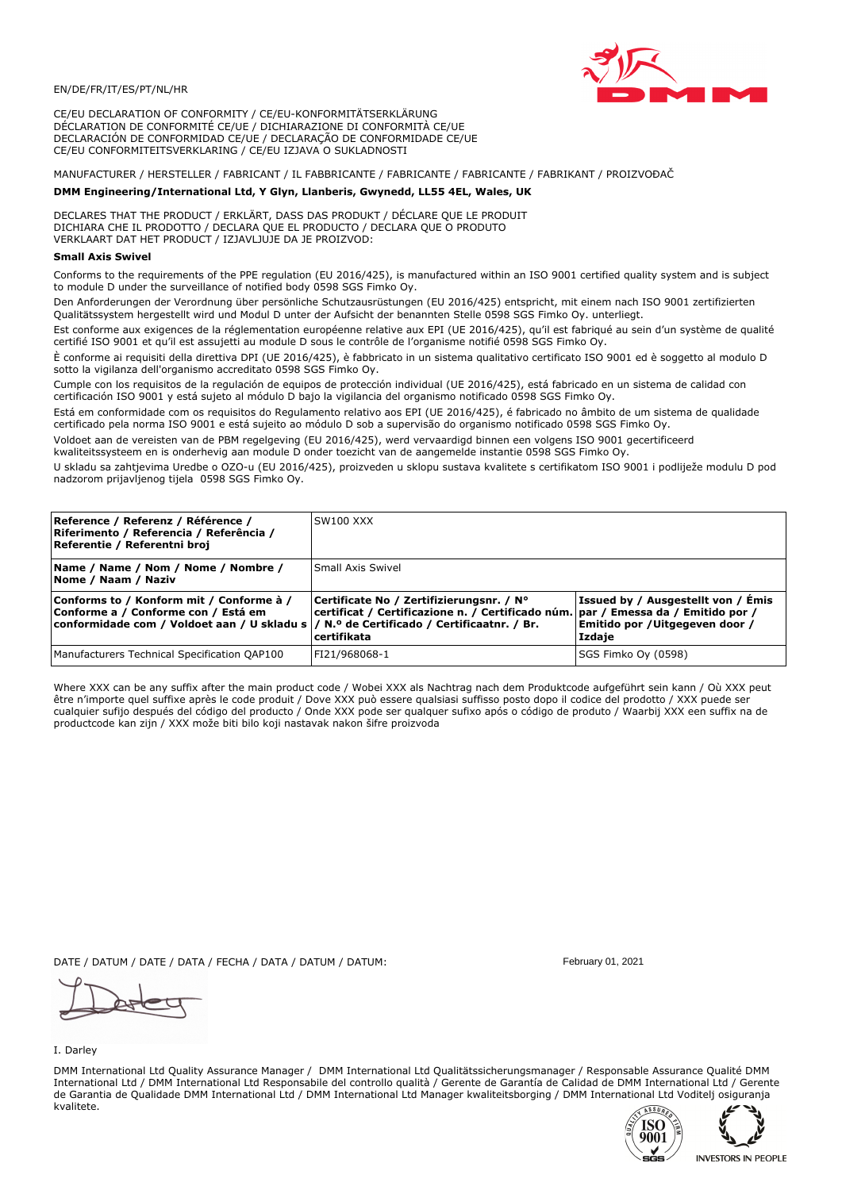EN/DE/FR/IT/ES/PT/NL/HR

CE/EU DECLARATION OF CONFORMITY / CE/EU-KONFORMITÄTSERKLÄRUNG
DÉCLARATION DE CONFORMITÉ CE/UE / DICHIARAZIONE DI CONFORMITÀ CE/UE
DECLARACIÓN DE CONFORMIDAD CE/UE / DECLARAÇÃO DE CONFORMIDADE CE/UE
CE/EU CONFORMITEITSVERKLARING / CE/EU IZJAVA O SUKLADNOSTI

MANUFACTURER / HERSTELLER / FABRICANT / IL FABBRICANTE / FABRICANTE / FABRICANTE / FABRIKANT / PROIZVOĐAČ

**DMM Engineering/International Ltd, Y Glyn, Llanberis, Gwynedd, LL55 4EL, Wales, UK**

DECLARES THAT THE PRODUCT / ERKLÄRT, DASS DAS PRODUKT / DÉCLARE QUE LE PRODUIT
DICHIARA CHE IL PRODOTTO / DECLARA QUE EL PRODUCTO / DECLARA QUE O PRODUTO
VERKLAART DAT HET PRODUCT / IZJAVLJUJE DA JE PROIZVOD:

**Small Axis Swivel**

Conforms to the requirements of the PPE regulation (EU 2016/425), is manufactured within an ISO 9001 certified quality system and is subject to module D under the surveillance of notified body 0598 SGS Fimko Oy.

Den Anforderungen der Verordnung über persönliche Schutzausrüstungen (EU 2016/425) entspricht, mit einem nach ISO 9001 zertifizierten Qualitätssystem hergestellt wird und Modul D unter der Aufsicht der benannten Stelle 0598 SGS Fimko Oy. unterliegt.

Est conforme aux exigences de la réglementation européenne relative aux EPI (UE 2016/425), qu'il est fabriqué au sein d'un système de qualité certifié ISO 9001 et qu'il est assujetti au module D sous le contrôle de l'organisme notifié 0598 SGS Fimko Oy.

È conforme ai requisiti della direttiva DPI (UE 2016/425), è fabbricato in un sistema qualitativo certificato ISO 9001 ed è soggetto al modulo D sotto la vigilanza dell'organismo accreditato 0598 SGS Fimko Oy.

Cumple con los requisitos de la regulación de equipos de protección individual (UE 2016/425), está fabricado en un sistema de calidad con certificación ISO 9001 y está sujeto al módulo D bajo la vigilancia del organismo notificado 0598 SGS Fimko Oy.

Está em conformidade com os requisitos do Regulamento relativo aos EPI (UE 2016/425), é fabricado no âmbito de um sistema de qualidade certificado pela norma ISO 9001 e está sujeito ao módulo D sob a supervisão do organismo notificado 0598 SGS Fimko Oy.

Voldoet aan de vereisten van de PBM regelgeving (EU 2016/425), werd vervaardigd binnen een volgens ISO 9001 gecertificeerd kwaliteitssysteem en is onderhevig aan module D onder toezicht van de aangemelde instantie 0598 SGS Fimko Oy.

U skladu sa zahtjevima Uredbe o OZO-u (EU 2016/425), proizveden u sklopu sustava kvalitete s certifikatom ISO 9001 i podliježe modulu D pod nadzorom prijavljenog tijela 0598 SGS Fimko Oy.

| **Reference / Referenz / Référence / Riferimento / Referencia / Referência / Referentie / Referentni broj** | SW100 XXX | |
|---|---|---|
| **Name / Name / Nom / Nome / Nombre / Nome / Naam / Naziv** | Small Axis Swivel | |
| **Conforms to / Konform mit / Conforme à / Conforme a / Conforme con / Está em conformidade com / Voldoet aan / U skladu s** | **Certificate No / Zertifizierungsnr. / N° certificat / Certificazione n. / Certificado núm. / N.º de Certificado / Certificaatnr. / Br. certifikata** | **Issued by / Ausgestellt von / Émis par / Emessa da / Emitido por / Emitido por / Uitgegeven door / Izdaje** |
| Manufacturers Technical Specification QAP100 | FI21/968068-1 | SGS Fimko Oy (0598) |

Where XXX can be any suffix after the main product code / Wobei XXX als Nachtrag nach dem Produktcode aufgeführt sein kann / Où XXX peut être n'importe quel suffixe après le code produit / Dove XXX può essere qualsiasi suffisso posto dopo il codice del prodotto / XXX puede ser cualquier sufijo después del código del producto / Onde XXX pode ser qualquer sufixo após o código de produto / Waarbij XXX een suffix na de productcode kan zijn / XXX može biti bilo koji nastavak nakon šifre proizvoda

DATE / DATUM / DATE / DATA / FECHA / DATA / DATUM / DATUM: February 01, 2021

I. Darley

DMM International Ltd Quality Assurance Manager / DMM International Ltd Qualitätssicherungsmanager / Responsable Assurance Qualité DMM International Ltd / DMM International Ltd Responsabile del controllo qualità / Gerente de Garantía de Calidad de DMM International Ltd / Gerente de Garantia de Qualidade DMM International Ltd / DMM International Ltd Manager kwaliteitsborging / DMM International Ltd Voditelj osiguranja kvalitete.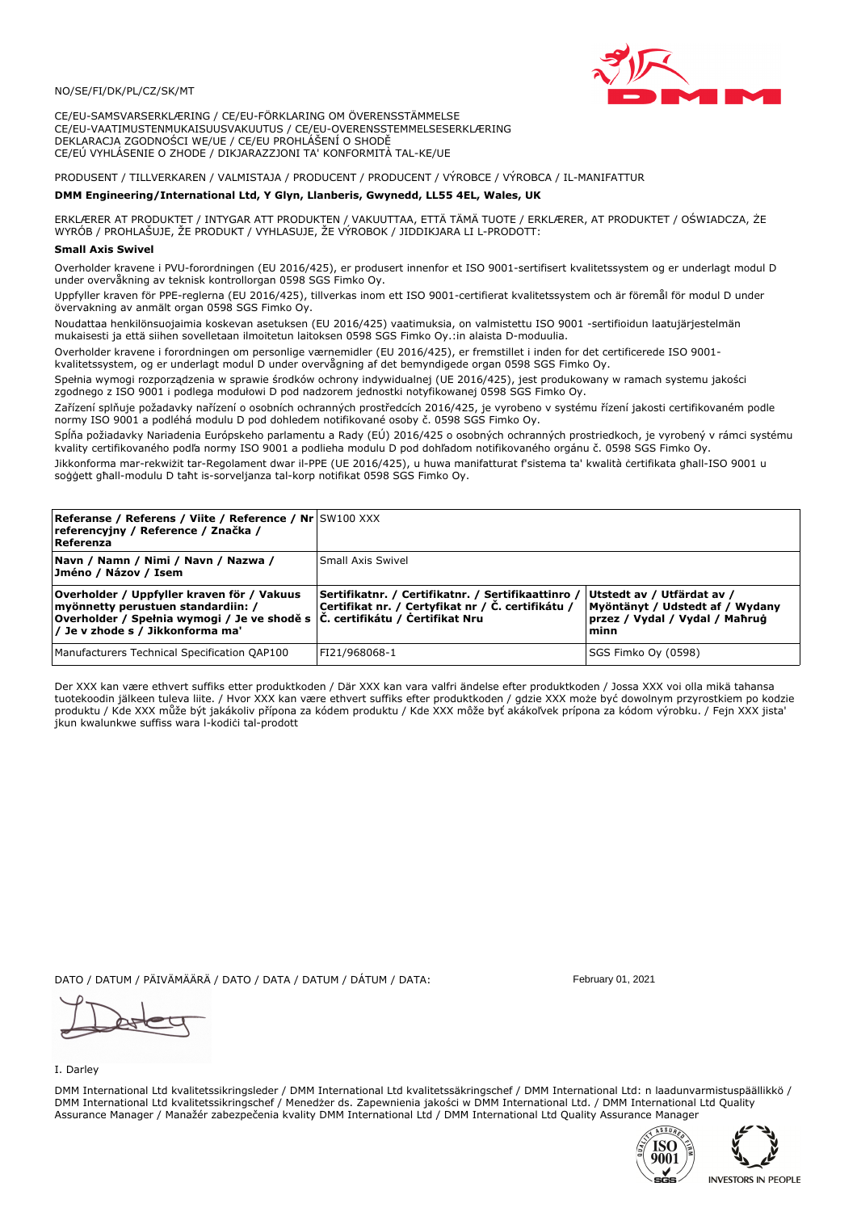NO/SE/FI/DK/PL/CZ/SK/MT

CE/EU-SAMSVARSERKLÆRING / CE/EU-FÖRKLARING OM ÖVERENSSTÄMMELSE
CE/EU-VAATIMUSTENMUKAISUUSVAKUUTUS / CE/EU-OVERENSSTEMMELSESERKLÆRING
DEKLARACJA ZGODNOŚCI WE/UE / CE/EU PROHLÁŠENÍ O SHODĚ
CE/EÚ VYHLÁSENIE O ZHODE / DIKJARAZZJONI TA' KONFORMITÀ TAL-KE/UE

PRODUSENT / TILLVERKAREN / VALMISTAJA / PRODUCENT / PRODUCENT / VÝROBCE / VÝROBCA / IL-MANIFATTUR

**DMM Engineering/International Ltd, Y Glyn, Llanberis, Gwynedd, LL55 4EL, Wales, UK**

ERKLÆRER AT PRODUKTET / INTYGAR ATT PRODUKTEN / VAKUUTTAA, ETTÄ TÄMÄ TUOTE / ERKLÆRER, AT PRODUKTET / OŚWIADCZA, ŻE WYRÓB / PROHLAŠUJE, ŽE PRODUKT / VYHLASUJE, ŽE VÝROBOK / JIDDIKJARA LI L-PRODOTT:

**Small Axis Swivel**

Overholder kravene i PVU-forordningen (EU 2016/425), er produsert innenfor et ISO 9001-sertifisert kvalitetssystem og er underlagt modul D under overvåkning av teknisk kontrollorgan 0598 SGS Fimko Oy.

Uppfyller kraven för PPE-reglerna (EU 2016/425), tillverkas inom ett ISO 9001-certifierat kvalitetssystem och är föremål för modul D under övervakning av anmält organ 0598 SGS Fimko Oy.

Noudattaa henkilönsuojaimia koskevan asetuksen (EU 2016/425) vaatimuksia, on valmistettu ISO 9001 -sertifioidun laatujärjestelmän mukaisesti ja että siihen sovelletaan ilmoitetun laitoksen 0598 SGS Fimko Oy.:in alaista D-moduulia.

Overholder kravene i forordningen om personlige værnemidler (EU 2016/425), er fremstillet i inden for det certificerede ISO 9001-kvalitetssystem, og er underlagt modul D under overvågning af det bemyndigede organ 0598 SGS Fimko Oy.

Spełnia wymogi rozporządzenia w sprawie środków ochrony indywidualnej (UE 2016/425), jest produkowany w ramach systemu jakości zgodnego z ISO 9001 i podlega modułowi D pod nadzorem jednostki notyfikowanej 0598 SGS Fimko Oy.

Zařízení splňuje požadavky nařízení o osobních ochranných prostředcích 2016/425, je vyrobeno v systému řízení jakosti certifikovaném podle normy ISO 9001 a podléhá modulu D pod dohledem notifikované osoby č. 0598 SGS Fimko Oy.

Spĺňa požiadavky Nariadenia Európskeho parlamentu a Rady (EÚ) 2016/425 o osobných ochranných prostriedkoch, je vyrobený v rámci systému kvality certifikovaného podľa normy ISO 9001 a podlieha modulu D pod dohľadom notifikovaného orgánu č. 0598 SGS Fimko Oy.

Jikkonforma mar-rekwiżit tar-Regolament dwar il-PPE (UE 2016/425), u huwa manifatturat f'sistema ta' kwalità ċertifikata għall-ISO 9001 u soġġett għall-modulu D taħt is-sorveljanza tal-korp notifikat 0598 SGS Fimko Oy.

| **Referanse / Referens / Viite / Reference / Nr referencyjny / Reference / Značka / Referenza** | SW100 XXX | |
|---|---|---|
| **Navn / Namn / Nimi / Navn / Nazwa / Jméno / Názov / Isem** | Small Axis Swivel | |
| **Overholder / Uppfyller kraven för / Vakuus myönnetty perustuen standardiin: / Overholder / Spełnia wymogi / Je ve shodě s / Je v zhode s / Jikkonforma ma'** | **Sertifikatnr. / Certifikatnr. / Sertifikaattinro / Certifikat nr. / Certyfikat nr / Č. certifikátu / Č. certifikátu / Ċertifikat Nru** | **Utstedt av / Utfärdat av / Myöntänyt / Udstedt af / Wydany przez / Vydal / Vydal / Maħruġ minn** |
| Manufacturers Technical Specification QAP100 | FI21/968068-1 | SGS Fimko Oy (0598) |

Der XXX kan være ethvert suffiks etter produktkoden / Där XXX kan vara valfri ändelse efter produktkoden / Jossa XXX voi olla mikä tahansa tuotekoodin jälkeen tuleva liite. / Hvor XXX kan være ethvert suffiks efter produktkoden / gdzie XXX może być dowolnym przyrostkiem po kodzie produktu / Kde XXX může být jakákoliv přípona za kódem produktu / Kde XXX môže byť akákoľvek prípona za kódom výrobku. / Fejn XXX jista' jkun kwalunkwe suffiss wara l-kodiċi tal-prodott

DATO / DATUM / PÄIVÄMÄÄRÄ / DATO / DATA / DATUM / DÁTUM / DATA: February 01, 2021

I. Darley

DMM International Ltd kvalitetssikringsleder / DMM International Ltd kvalitetssäkringschef / DMM International Ltd: n laadunvarmistuspäällikkö / DMM International Ltd kvalitetssikringschef / Menedżer ds. Zapewnienia jakości w DMM International Ltd. / DMM International Ltd Quality Assurance Manager / Manažér zabezpečenia kvality DMM International Ltd / DMM International Ltd Quality Assurance Manager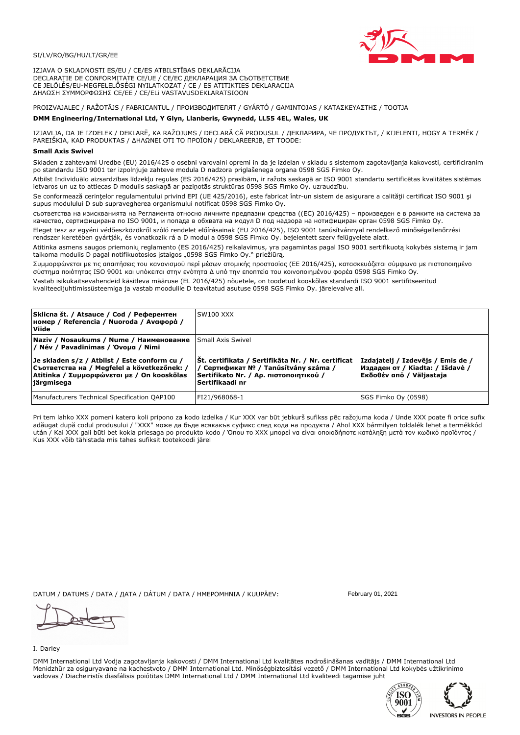SI/LV/RO/BG/HU/LT/GR/EE

IZJAVA O SKLADNOSTI ES/EU / CE/ES ATBILSTĪBAS DEKLARĀCIJA
DECLARAȚIE DE CONFORMITATE CE/UE / CE/ЕС ДЕКЛАРАЦИЯ ЗА СЪОТВЕТСТВИЕ
CE JELÖLÉS/EU-MEGFELELŐSÉGI NYILATKOZAT / CE / ES ATITIKTIES DEKLARACIJA
ΔΗΛΩΣΗ ΣΥΜΜΟΡΦΩΣΗΣ CE/EE / CE/ELi VASTAVUSDEKLARATSIOON

PROIZVAJALEC / RAŽOTĀJS / FABRICANTUL / ПРОИЗВОДИТЕЛЯТ / GYÁRTÓ / GAMINTOJAS / ΚΑΤΑΣΚΕΥΑΣΤΗΣ / TOOTJA

**DMM Engineering/International Ltd, Y Glyn, Llanberis, Gwynedd, LL55 4EL, Wales, UK**

IZJAVLJA, DA JE IZDELEK / DEKLARĒ, KA RAŽOJUMS / DECLARĂ CĂ PRODUSUL / ДЕКЛАРИРА, ЧЕ ПРОДУКТЪТ, / KIJELENTI, HOGY A TERMÉK / PAREIŠKIA, KAD PRODUKTAS / ΔΗΛΩΝΕΙ ΟΤΙ ΤΟ ΠΡΟΪΟΝ / DEKLAREERIB, ET TOODE:

**Small Axis Swivel**

Skladen z zahtevami Uredbe (EU) 2016/425 o osebni varovalni opremi in da je izdelan v skladu s sistemom zagotavljanja kakovosti, certificiranim po standardu ISO 9001 ter izpolnjuje zahteve modula D nadzora priglašenega organa 0598 SGS Fimko Oy.

Atbilst Individuālo aizsardzības līdzekļu regulas (ES 2016/425) prasībām, ir ražots saskaņā ar ISO 9001 standartu sertificētas kvalitātes sistēmas ietvaros un uz to attiecas D modulis saskaņā ar paziņotās struktūras 0598 SGS Fimko Oy. uzraudzību.

Se conformează cerințelor regulamentului privind EPI (UE 425/2016), este fabricat într-un sistem de asigurare a calității certificat ISO 9001 și supus modulului D sub supravegherea organismului notificat 0598 SGS Fimko Oy.

съответства на изискванията на Регламента относно личните предпазни средства ((ЕС) 2016/425) – произведен е в рамките на система за качество, сертифицирана по ISO 9001, и попада в обхвата на модул D под надзора на нотифициран орган 0598 SGS Fimko Oy.

Eleget tesz az egyéni védőeszközökről szóló rendelet előírásainak (EU 2016/425), ISO 9001 tanúsítvánnyal rendelkező minőségellenőrzési rendszer keretében gyártják, és vonatkozik rá a D modul a 0598 SGS Fimko Oy. bejelentett szerv felügyelete alatt.

Atitinka asmens saugos priemonių reglamento (ES 2016/425) reikalavimus, yra pagamintas pagal ISO 9001 sertifikuotą kokybės sistemą ir jam taikoma modulis D pagal notifikuotosios įstaigos „0598 SGS Fimko Oy." priežiūrą.

Συμμορφώνεται με τις απαιτήσεις του κανονισμού περί μέσων ατομικής προστασίας (ΕΕ 2016/425), κατασκευάζεται σύμφωνα με πιστοποιημένο σύστημα ποιότητας ISO 9001 και υπόκειται στην ενότητα Δ υπό την εποπτεία του κοινοποιημένου φορέα 0598 SGS Fimko Oy.

Vastab isikukaitsevahendeid käsitleva määruse (EL 2016/425) nõuetele, on toodetud kooskõlas standardi ISO 9001 sertifitseeritud kvaliteedijuhtimissüsteemiga ja vastab moodulile D teavitatud asutuse 0598 SGS Fimko Oy. järelevalve all.

| | | |
|---|---|---|
| **Sklicna št. / Atsauce / Cod / Референтен номер / Referencia / Nuoroda / Αναφορά / Viide** | SW100 XXX | |
| **Naziv / Nosaukums / Nume / Наименование / Név / Pavadinimas / Όνομα / Nimi** | Small Axis Swivel | |
| **Je skladen s/z / Atbilst / Este conform cu / Съответства на / Megfelel a következőnek: / Atitinka / Συμμορφώνεται με / On kooskõlas järgmisega** | **Št. certifikata / Sertifikāta Nr. / Nr. certificat / Сертификат № / Tanúsítvány száma / Sertifikato Nr. / Αρ. πιστοποιητικού / Sertifikaadi nr** | **Izdajatelj / Izdevējs / Emis de / Издаден от / Kiadta: / Išdavė / Εκδοθέν από / Väljastaja** |
| Manufacturers Technical Specification QAP100 | FI21/968068-1 | SGS Fimko Oy (0598) |

Pri tem lahko XXX pomeni katero koli pripono za kodo izdelka / Kur XXX var būt jebkurš sufikss pēc ražojuma koda / Unde XXX poate fi orice sufix adăugat după codul produsului / "XXX" може да бъде всякакъв суфикс след кода на продукта / Ahol XXX bármilyen toldalék lehet a termékkód után / Kai XXX gali būti bet kokia priesaga po produkto kodo / Όπου το XXX μπορεί να είναι οποιοδήποτε κατάληξη μετά τον κωδικό προϊόντος / Kus XXX võib tähistada mis tahes sufiksit tootekoodi järel

DATUM / DATUMS / DATA / ДАТА / DÁTUM / DATA / ΗΜΕΡΟΜΗΝΙΑ / KUUPÄEV: February 01, 2021

I. Darley

DMM International Ltd Vodja zagotavljanja kakovosti / DMM International Ltd kvalitātes nodrošināšanas vadītājs / DMM International Ltd Menidzhŭr za osiguryavane na kachestvoto / DMM International Ltd. Minőségbiztosítási vezető / DMM International Ltd kokybės užtikrinimo vadovas / Diacheiristís diasfálisis poiótitas DMM International Ltd / DMM International Ltd kvaliteedi tagamise juht